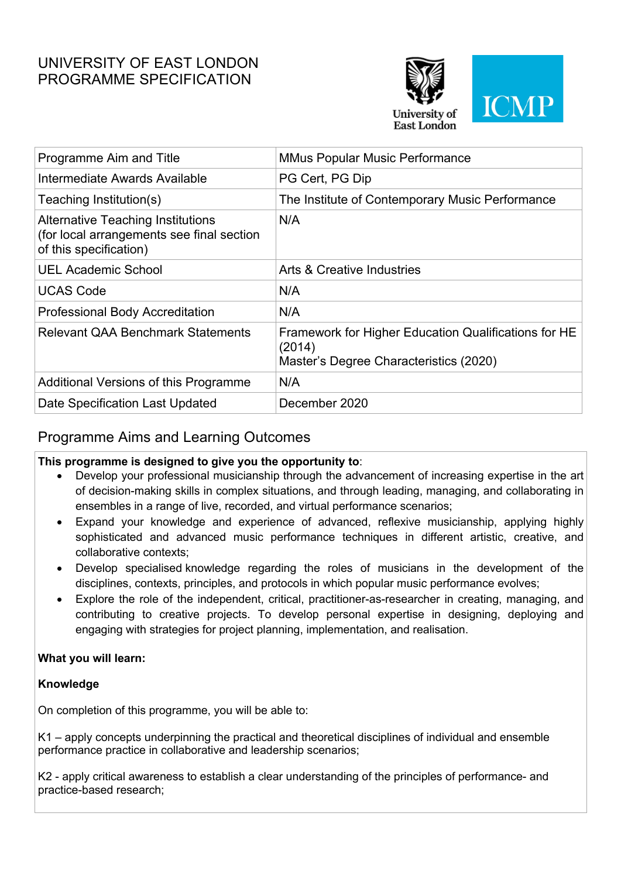# UNIVERSITY OF EAST LONDON
# PROGRAMME SPECIFICATION

| Programme Aim and Title | MMus Popular Music Performance |
|---|---|
| Intermediate Awards Available | PG Cert, PG Dip |
| Teaching Institution(s) | The Institute of Contemporary Music Performance |
| Alternative Teaching Institutions (for local arrangements see final section of this specification) | N/A |
| UEL Academic School | Arts & Creative Industries |
| UCAS Code | N/A |
| Professional Body Accreditation | N/A |
| Relevant QAA Benchmark Statements | Framework for Higher Education Qualifications for HE (2014)<br>Master's Degree Characteristics (2020) |
| Additional Versions of this Programme | N/A |
| Date Specification Last Updated | December 2020 |

## Programme Aims and Learning Outcomes

**This programme is designed to give you the opportunity to**:

- Develop your professional musicianship through the advancement of increasing expertise in the art of decision-making skills in complex situations, and through leading, managing, and collaborating in ensembles in a range of live, recorded, and virtual performance scenarios;
- Expand your knowledge and experience of advanced, reflexive musicianship, applying highly sophisticated and advanced music performance techniques in different artistic, creative, and collaborative contexts;
- Develop specialised knowledge regarding the roles of musicians in the development of the disciplines, contexts, principles, and protocols in which popular music performance evolves;
- Explore the role of the independent, critical, practitioner-as-researcher in creating, managing, and contributing to creative projects. To develop personal expertise in designing, deploying and engaging with strategies for project planning, implementation, and realisation.

**What you will learn:**

**Knowledge**

On completion of this programme, you will be able to:

K1 – apply concepts underpinning the practical and theoretical disciplines of individual and ensemble performance practice in collaborative and leadership scenarios;

K2 - apply critical awareness to establish a clear understanding of the principles of performance- and practice-based research;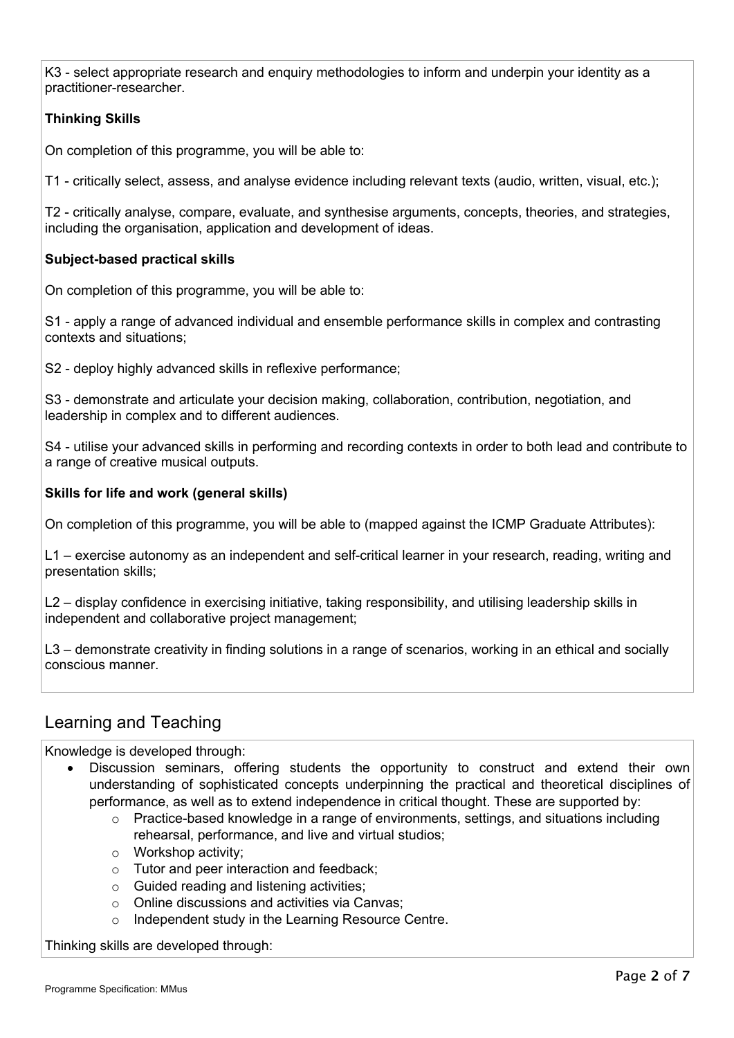K3 - select appropriate research and enquiry methodologies to inform and underpin your identity as a practitioner-researcher.

**Thinking Skills**

On completion of this programme, you will be able to:

T1 - critically select, assess, and analyse evidence including relevant texts (audio, written, visual, etc.);

T2 - critically analyse, compare, evaluate, and synthesise arguments, concepts, theories, and strategies, including the organisation, application and development of ideas.

**Subject-based practical skills**

On completion of this programme, you will be able to:

S1 - apply a range of advanced individual and ensemble performance skills in complex and contrasting contexts and situations;

S2 - deploy highly advanced skills in reflexive performance;

S3 - demonstrate and articulate your decision making, collaboration, contribution, negotiation, and leadership in complex and to different audiences.

S4 - utilise your advanced skills in performing and recording contexts in order to both lead and contribute to a range of creative musical outputs.

**Skills for life and work (general skills)**

On completion of this programme, you will be able to (mapped against the ICMP Graduate Attributes):

L1 – exercise autonomy as an independent and self-critical learner in your research, reading, writing and presentation skills;

L2 – display confidence in exercising initiative, taking responsibility, and utilising leadership skills in independent and collaborative project management;

L3 – demonstrate creativity in finding solutions in a range of scenarios, working in an ethical and socially conscious manner.

## Learning and Teaching

Knowledge is developed through:

- Discussion seminars, offering students the opportunity to construct and extend their own understanding of sophisticated concepts underpinning the practical and theoretical disciplines of performance, as well as to extend independence in critical thought. These are supported by:
  - Practice-based knowledge in a range of environments, settings, and situations including rehearsal, performance, and live and virtual studios;
  - Workshop activity;
  - Tutor and peer interaction and feedback;
  - Guided reading and listening activities;
  - Online discussions and activities via Canvas;
  - Independent study in the Learning Resource Centre.

Thinking skills are developed through: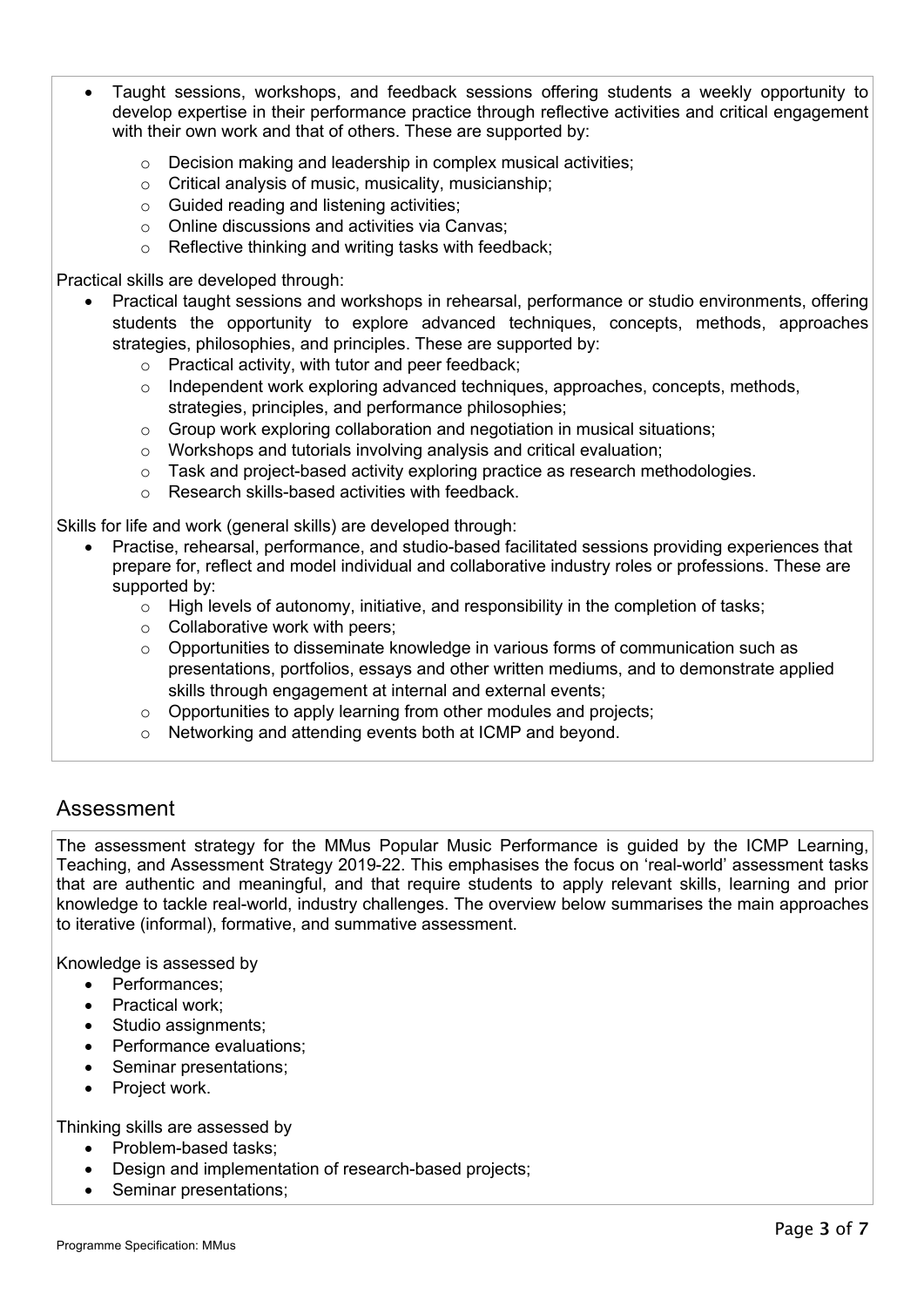- Taught sessions, workshops, and feedback sessions offering students a weekly opportunity to develop expertise in their performance practice through reflective activities and critical engagement with their own work and that of others. These are supported by:
    - Decision making and leadership in complex musical activities;
    - Critical analysis of music, musicality, musicianship;
    - Guided reading and listening activities;
    - Online discussions and activities via Canvas;
    - Reflective thinking and writing tasks with feedback;

Practical skills are developed through:

- Practical taught sessions and workshops in rehearsal, performance or studio environments, offering students the opportunity to explore advanced techniques, concepts, methods, approaches strategies, philosophies, and principles. These are supported by:
    - Practical activity, with tutor and peer feedback;
    - Independent work exploring advanced techniques, approaches, concepts, methods, strategies, principles, and performance philosophies;
    - Group work exploring collaboration and negotiation in musical situations;
    - Workshops and tutorials involving analysis and critical evaluation;
    - Task and project-based activity exploring practice as research methodologies.
    - Research skills-based activities with feedback.

Skills for life and work (general skills) are developed through:

- Practise, rehearsal, performance, and studio-based facilitated sessions providing experiences that prepare for, reflect and model individual and collaborative industry roles or professions. These are supported by:
    - High levels of autonomy, initiative, and responsibility in the completion of tasks;
    - Collaborative work with peers;
    - Opportunities to disseminate knowledge in various forms of communication such as presentations, portfolios, essays and other written mediums, and to demonstrate applied skills through engagement at internal and external events;
    - Opportunities to apply learning from other modules and projects;
    - Networking and attending events both at ICMP and beyond.

## Assessment

The assessment strategy for the MMus Popular Music Performance is guided by the ICMP Learning, Teaching, and Assessment Strategy 2019-22. This emphasises the focus on 'real-world' assessment tasks that are authentic and meaningful, and that require students to apply relevant skills, learning and prior knowledge to tackle real-world, industry challenges. The overview below summarises the main approaches to iterative (informal), formative, and summative assessment.

Knowledge is assessed by

- Performances;
- Practical work;
- Studio assignments;
- Performance evaluations;
- Seminar presentations;
- Project work.

Thinking skills are assessed by

- Problem-based tasks;
- Design and implementation of research-based projects;
- Seminar presentations;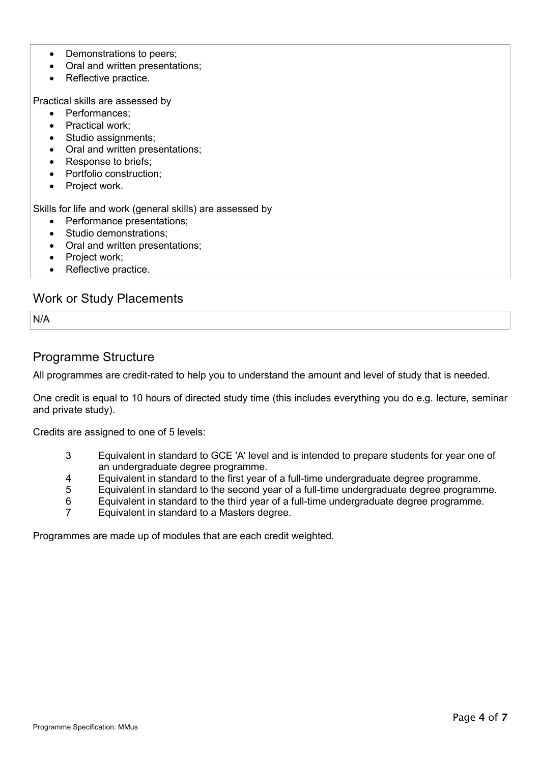- Demonstrations to peers;
- Oral and written presentations;
- Reflective practice.

Practical skills are assessed by

- Performances;
- Practical work;
- Studio assignments;
- Oral and written presentations;
- Response to briefs;
- Portfolio construction;
- Project work.

Skills for life and work (general skills) are assessed by

- Performance presentations;
- Studio demonstrations;
- Oral and written presentations;
- Project work;
- Reflective practice.

## Work or Study Placements

N/A

## Programme Structure

All programmes are credit-rated to help you to understand the amount and level of study that is needed.

One credit is equal to 10 hours of directed study time (this includes everything you do e.g. lecture, seminar and private study).

Credits are assigned to one of 5 levels:

- 3 Equivalent in standard to GCE 'A' level and is intended to prepare students for year one of an undergraduate degree programme.
- 4 Equivalent in standard to the first year of a full-time undergraduate degree programme.
- 5 Equivalent in standard to the second year of a full-time undergraduate degree programme.
- 6 Equivalent in standard to the third year of a full-time undergraduate degree programme.
- 7 Equivalent in standard to a Masters degree.

Programmes are made up of modules that are each credit weighted.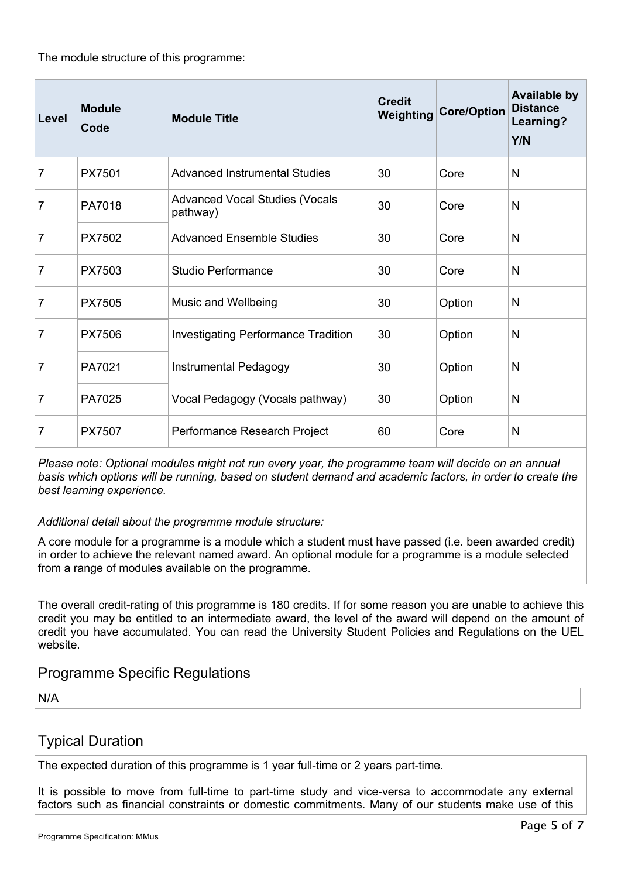The module structure of this programme:

| Level | Module Code | Module Title | Credit Weighting | Core/Option | Available by Distance Learning? Y/N |
|---|---|---|---|---|---|
| 7 | PX7501 | Advanced Instrumental Studies | 30 | Core | N |
| 7 | PA7018 | Advanced Vocal Studies (Vocals pathway) | 30 | Core | N |
| 7 | PX7502 | Advanced Ensemble Studies | 30 | Core | N |
| 7 | PX7503 | Studio Performance | 30 | Core | N |
| 7 | PX7505 | Music and Wellbeing | 30 | Option | N |
| 7 | PX7506 | Investigating Performance Tradition | 30 | Option | N |
| 7 | PA7021 | Instrumental Pedagogy | 30 | Option | N |
| 7 | PA7025 | Vocal Pedagogy (Vocals pathway) | 30 | Option | N |
| 7 | PX7507 | Performance Research Project | 60 | Core | N |

*Please note: Optional modules might not run every year, the programme team will decide on an annual basis which options will be running, based on student demand and academic factors, in order to create the best learning experience.*

*Additional detail about the programme module structure:*

A core module for a programme is a module which a student must have passed (i.e. been awarded credit) in order to achieve the relevant named award. An optional module for a programme is a module selected from a range of modules available on the programme.

The overall credit-rating of this programme is 180 credits. If for some reason you are unable to achieve this credit you may be entitled to an intermediate award, the level of the award will depend on the amount of credit you have accumulated. You can read the University Student Policies and Regulations on the UEL website.

## Programme Specific Regulations

N/A

## Typical Duration

The expected duration of this programme is 1 year full-time or 2 years part-time.

It is possible to move from full-time to part-time study and vice-versa to accommodate any external factors such as financial constraints or domestic commitments. Many of our students make use of this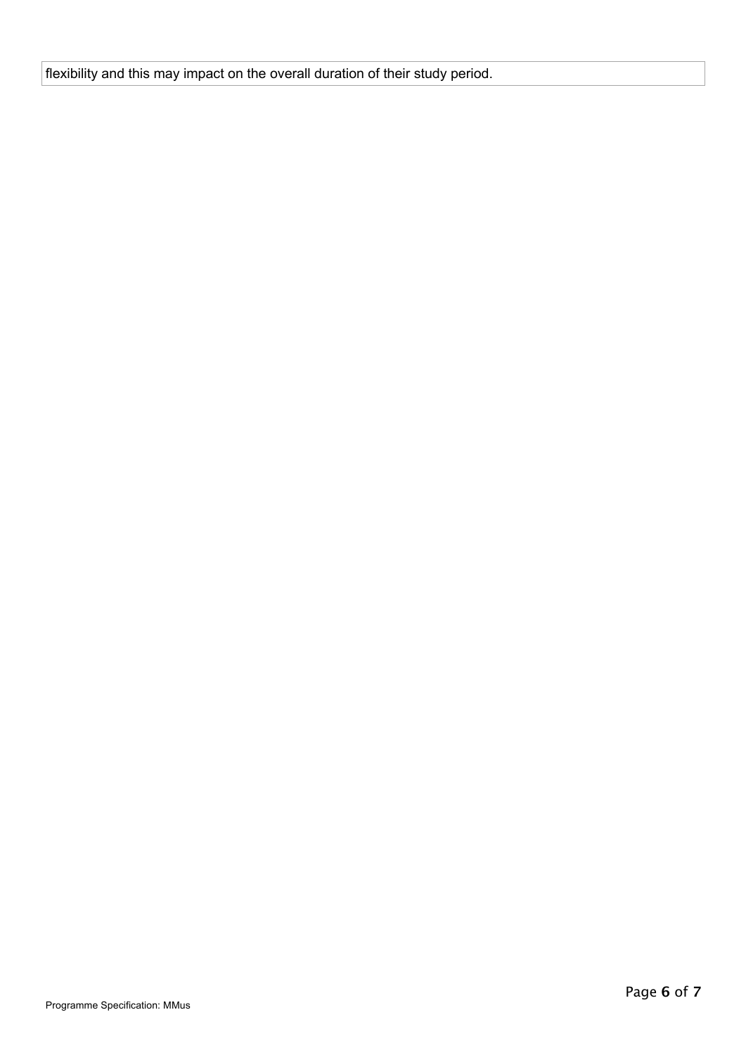flexibility and this may impact on the overall duration of their study period.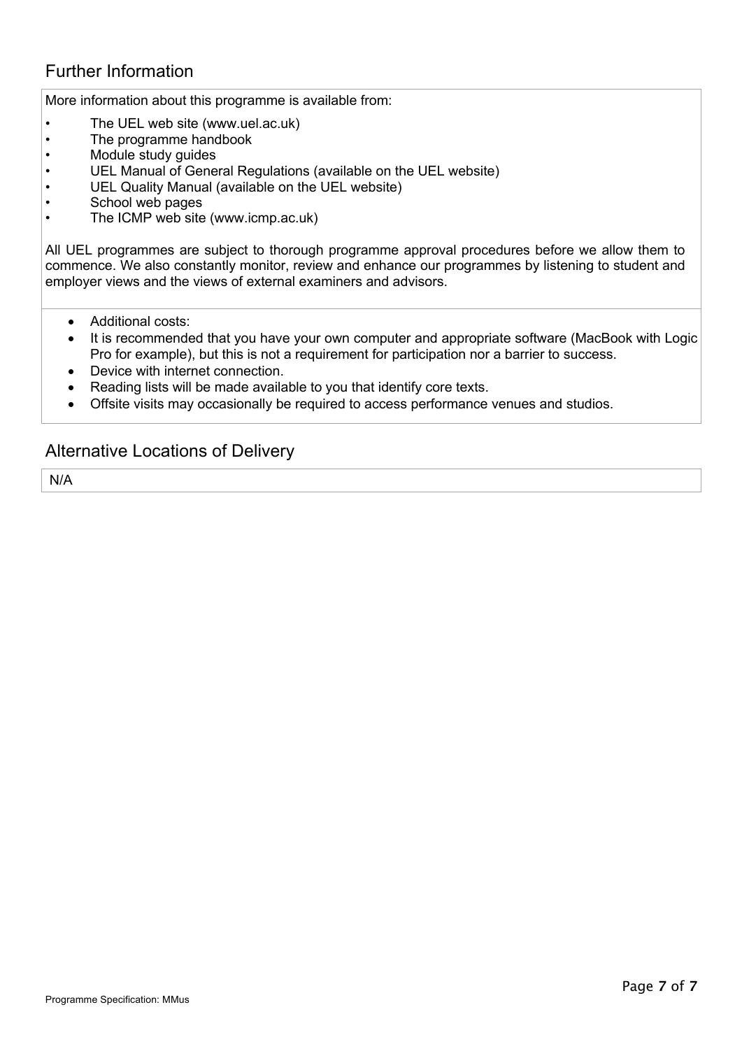## Further Information

More information about this programme is available from:

- The UEL web site (www.uel.ac.uk)
- The programme handbook
- Module study guides
- UEL Manual of General Regulations (available on the UEL website)
- UEL Quality Manual (available on the UEL website)
- School web pages
- The ICMP web site (www.icmp.ac.uk)

All UEL programmes are subject to thorough programme approval procedures before we allow them to commence. We also constantly monitor, review and enhance our programmes by listening to student and employer views and the views of external examiners and advisors.

- Additional costs:
- It is recommended that you have your own computer and appropriate software (MacBook with Logic Pro for example), but this is not a requirement for participation nor a barrier to success.
- Device with internet connection.
- Reading lists will be made available to you that identify core texts.
- Offsite visits may occasionally be required to access performance venues and studios.

## Alternative Locations of Delivery

N/A